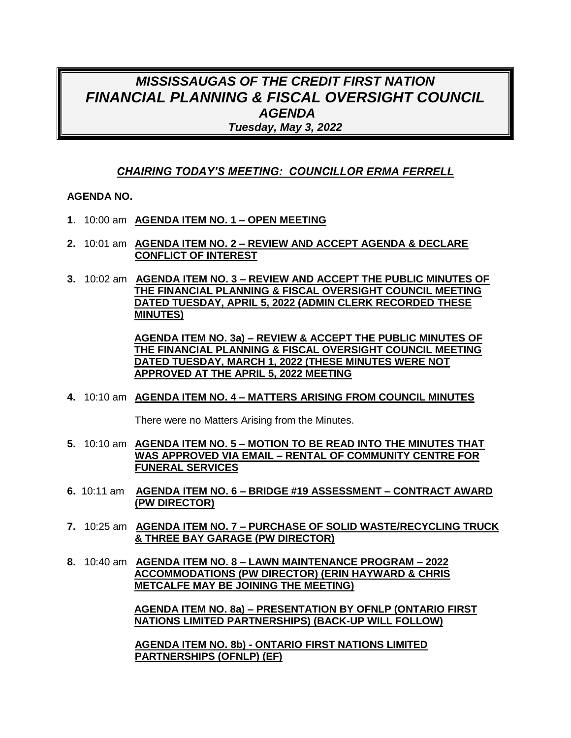# *MISSISSAUGAS OF THE CREDIT FIRST NATION*
# *FINANCIAL PLANNING & FISCAL OVERSIGHT COUNCIL*
## *AGENDA*
### *Tuesday, May 3, 2022*

***CHAIRING TODAY'S MEETING: COUNCILLOR ERMA FERRELL***

**AGENDA NO.**

**1**. 10:00 am **AGENDA ITEM NO. 1 – OPEN MEETING**

**2.** 10:01 am **AGENDA ITEM NO. 2 – REVIEW AND ACCEPT AGENDA & DECLARE CONFLICT OF INTEREST**

**3.** 10:02 am **AGENDA ITEM NO. 3 – REVIEW AND ACCEPT THE PUBLIC MINUTES OF THE FINANCIAL PLANNING & FISCAL OVERSIGHT COUNCIL MEETING DATED TUESDAY, APRIL 5, 2022 (ADMIN CLERK RECORDED THESE MINUTES)**

**AGENDA ITEM NO. 3a) – REVIEW & ACCEPT THE PUBLIC MINUTES OF THE FINANCIAL PLANNING & FISCAL OVERSIGHT COUNCIL MEETING DATED TUESDAY, MARCH 1, 2022 (THESE MINUTES WERE NOT APPROVED AT THE APRIL 5, 2022 MEETING**

**4.** 10:10 am **AGENDA ITEM NO. 4 – MATTERS ARISING FROM COUNCIL MINUTES**

There were no Matters Arising from the Minutes.

**5.** 10:10 am **AGENDA ITEM NO. 5 – MOTION TO BE READ INTO THE MINUTES THAT WAS APPROVED VIA EMAIL – RENTAL OF COMMUNITY CENTRE FOR FUNERAL SERVICES**

**6.** 10:11 am **AGENDA ITEM NO. 6 – BRIDGE #19 ASSESSMENT – CONTRACT AWARD (PW DIRECTOR)**

**7.** 10:25 am **AGENDA ITEM NO. 7 – PURCHASE OF SOLID WASTE/RECYCLING TRUCK & THREE BAY GARAGE (PW DIRECTOR)**

**8.** 10:40 am **AGENDA ITEM NO. 8 – LAWN MAINTENANCE PROGRAM – 2022 ACCOMMODATIONS (PW DIRECTOR) (ERIN HAYWARD & CHRIS METCALFE MAY BE JOINING THE MEETING)**

**AGENDA ITEM NO. 8a) – PRESENTATION BY OFNLP (ONTARIO FIRST NATIONS LIMITED PARTNERSHIPS) (BACK-UP WILL FOLLOW)**

**AGENDA ITEM NO. 8b) - ONTARIO FIRST NATIONS LIMITED PARTNERSHIPS (OFNLP) (EF)**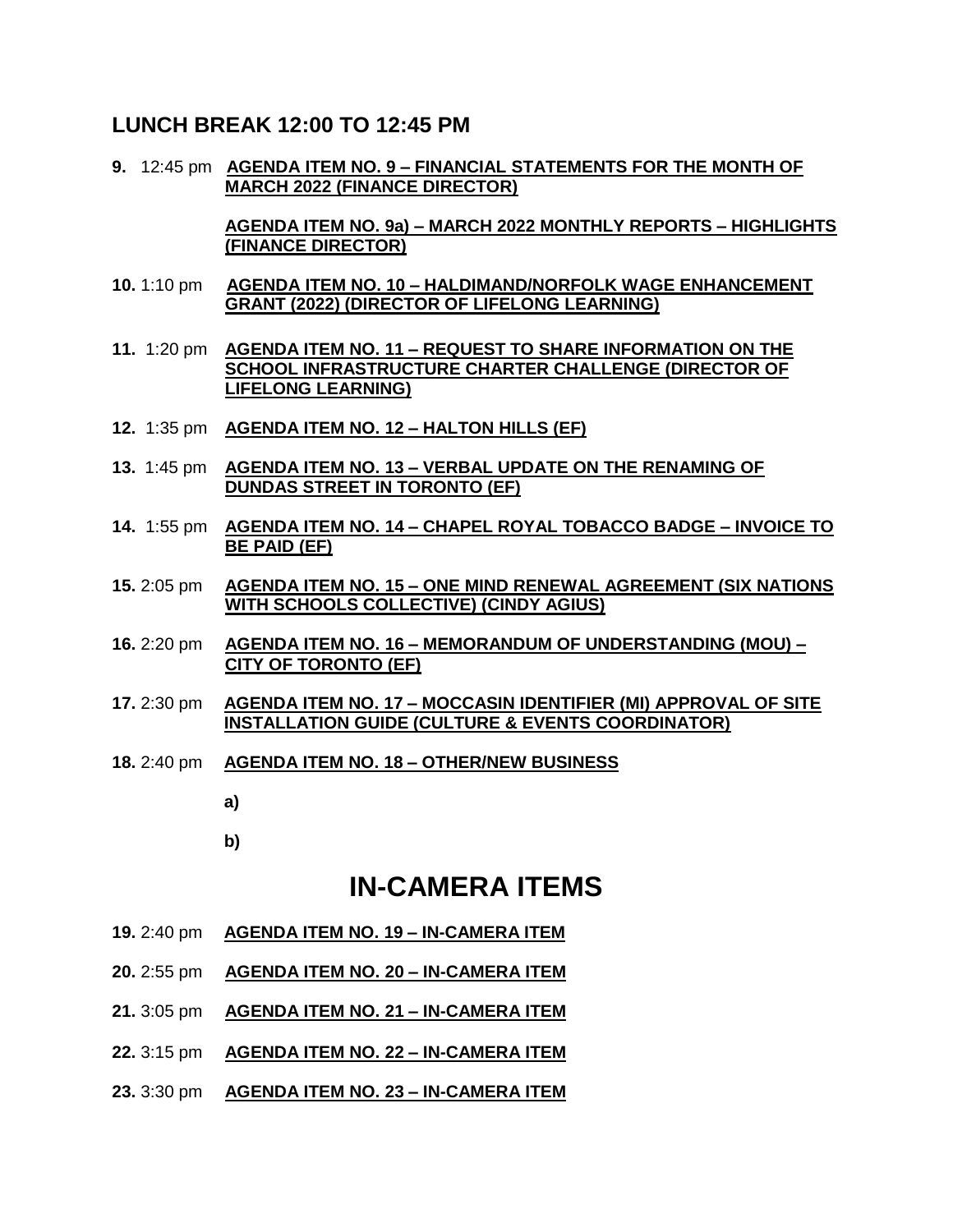## LUNCH BREAK 12:00 TO 12:45 PM

**9.** 12:45 pm **AGENDA ITEM NO. 9 – FINANCIAL STATEMENTS FOR THE MONTH OF MARCH 2022 (FINANCE DIRECTOR)**

**AGENDA ITEM NO. 9a) – MARCH 2022 MONTHLY REPORTS – HIGHLIGHTS (FINANCE DIRECTOR)**

**10.** 1:10 pm **AGENDA ITEM NO. 10 – HALDIMAND/NORFOLK WAGE ENHANCEMENT GRANT (2022) (DIRECTOR OF LIFELONG LEARNING)**

**11.** 1:20 pm **AGENDA ITEM NO. 11 – REQUEST TO SHARE INFORMATION ON THE SCHOOL INFRASTRUCTURE CHARTER CHALLENGE (DIRECTOR OF LIFELONG LEARNING)**

**12.** 1:35 pm **AGENDA ITEM NO. 12 – HALTON HILLS (EF)**

**13.** 1:45 pm **AGENDA ITEM NO. 13 – VERBAL UPDATE ON THE RENAMING OF DUNDAS STREET IN TORONTO (EF)**

**14.** 1:55 pm **AGENDA ITEM NO. 14 – CHAPEL ROYAL TOBACCO BADGE – INVOICE TO BE PAID (EF)**

**15.** 2:05 pm **AGENDA ITEM NO. 15 – ONE MIND RENEWAL AGREEMENT (SIX NATIONS WITH SCHOOLS COLLECTIVE) (CINDY AGIUS)**

**16.** 2:20 pm **AGENDA ITEM NO. 16 – MEMORANDUM OF UNDERSTANDING (MOU) – CITY OF TORONTO (EF)**

**17.** 2:30 pm **AGENDA ITEM NO. 17 – MOCCASIN IDENTIFIER (MI) APPROVAL OF SITE INSTALLATION GUIDE (CULTURE & EVENTS COORDINATOR)**

**18.** 2:40 pm **AGENDA ITEM NO. 18 – OTHER/NEW BUSINESS**

**a)**

**b)**

# IN-CAMERA ITEMS

**19.** 2:40 pm **AGENDA ITEM NO. 19 – IN-CAMERA ITEM**

**20.** 2:55 pm **AGENDA ITEM NO. 20 – IN-CAMERA ITEM**

**21.** 3:05 pm **AGENDA ITEM NO. 21 – IN-CAMERA ITEM**

**22.** 3:15 pm **AGENDA ITEM NO. 22 – IN-CAMERA ITEM**

**23.** 3:30 pm **AGENDA ITEM NO. 23 – IN-CAMERA ITEM**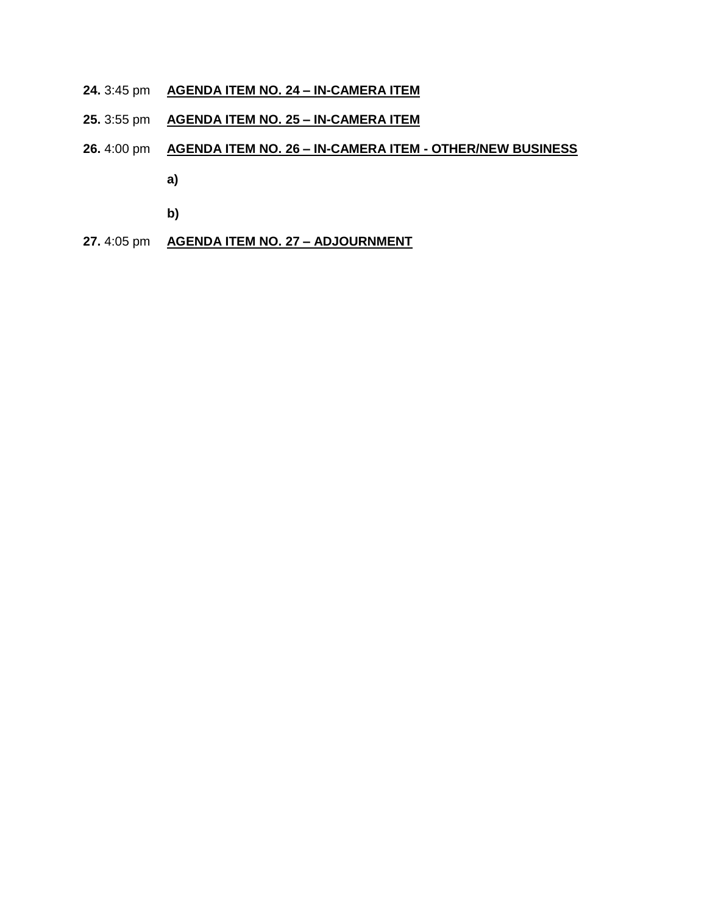**24.** 3:45 pm **AGENDA ITEM NO. 24 – IN-CAMERA ITEM**

**25.** 3:55 pm **AGENDA ITEM NO. 25 – IN-CAMERA ITEM**

**26.** 4:00 pm **AGENDA ITEM NO. 26 – IN-CAMERA ITEM - OTHER/NEW BUSINESS**

**a)**

**b)**

**27.** 4:05 pm **AGENDA ITEM NO. 27 – ADJOURNMENT**